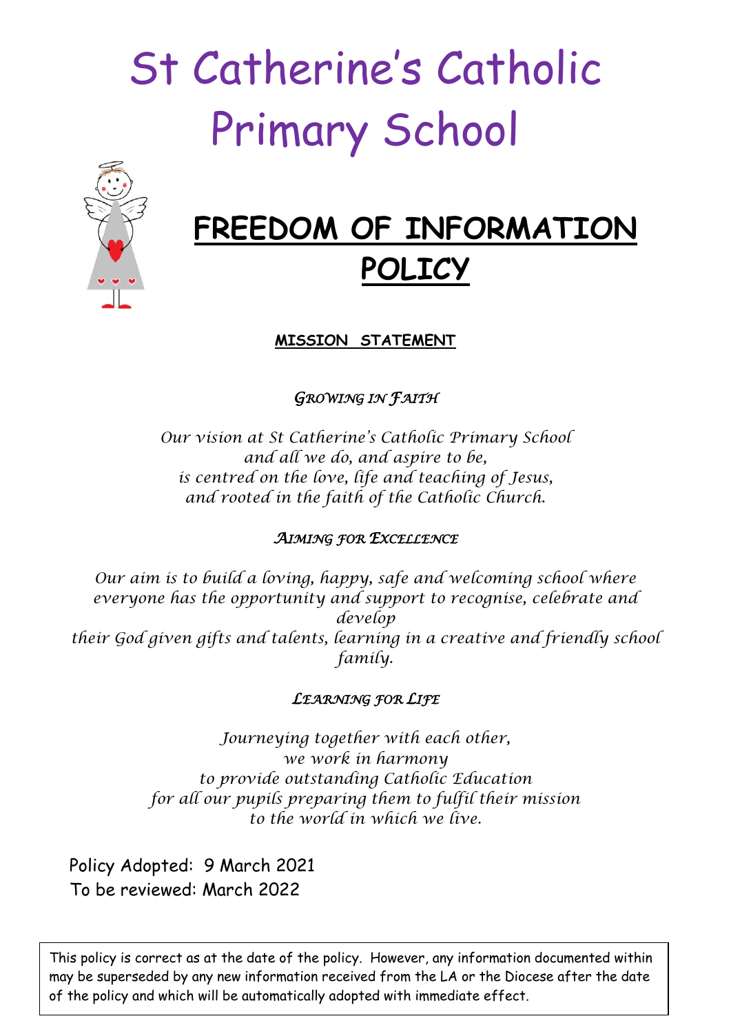# St Catherine's Catholic Primary School

## FREEDOM OF INFORMATION POLICY

**MISSION STATEMENT**

*GROWING IN FAITH*

*Our vision at St Catherine's Catholic Primary School*
*and all we do, and aspire to be,*
*is centred on the love, life and teaching of Jesus,*
*and rooted in the faith of the Catholic Church.*

*AIMING FOR EXCELLENCE*

*Our aim is to build a loving, happy, safe and welcoming school where everyone has the opportunity and support to recognise, celebrate and develop*
*their God given gifts and talents, learning in a creative and friendly school family.*

*LEARNING FOR LIFE*

*Journeying together with each other,*
*we work in harmony*
*to provide outstanding Catholic Education*
*for all our pupils preparing them to fulfil their mission*
*to the world in which we live.*

Policy Adopted: 9 March 2021
To be reviewed: March 2022

This policy is correct as at the date of the policy. However, any information documented within may be superseded by any new information received from the LA or the Diocese after the date of the policy and which will be automatically adopted with immediate effect.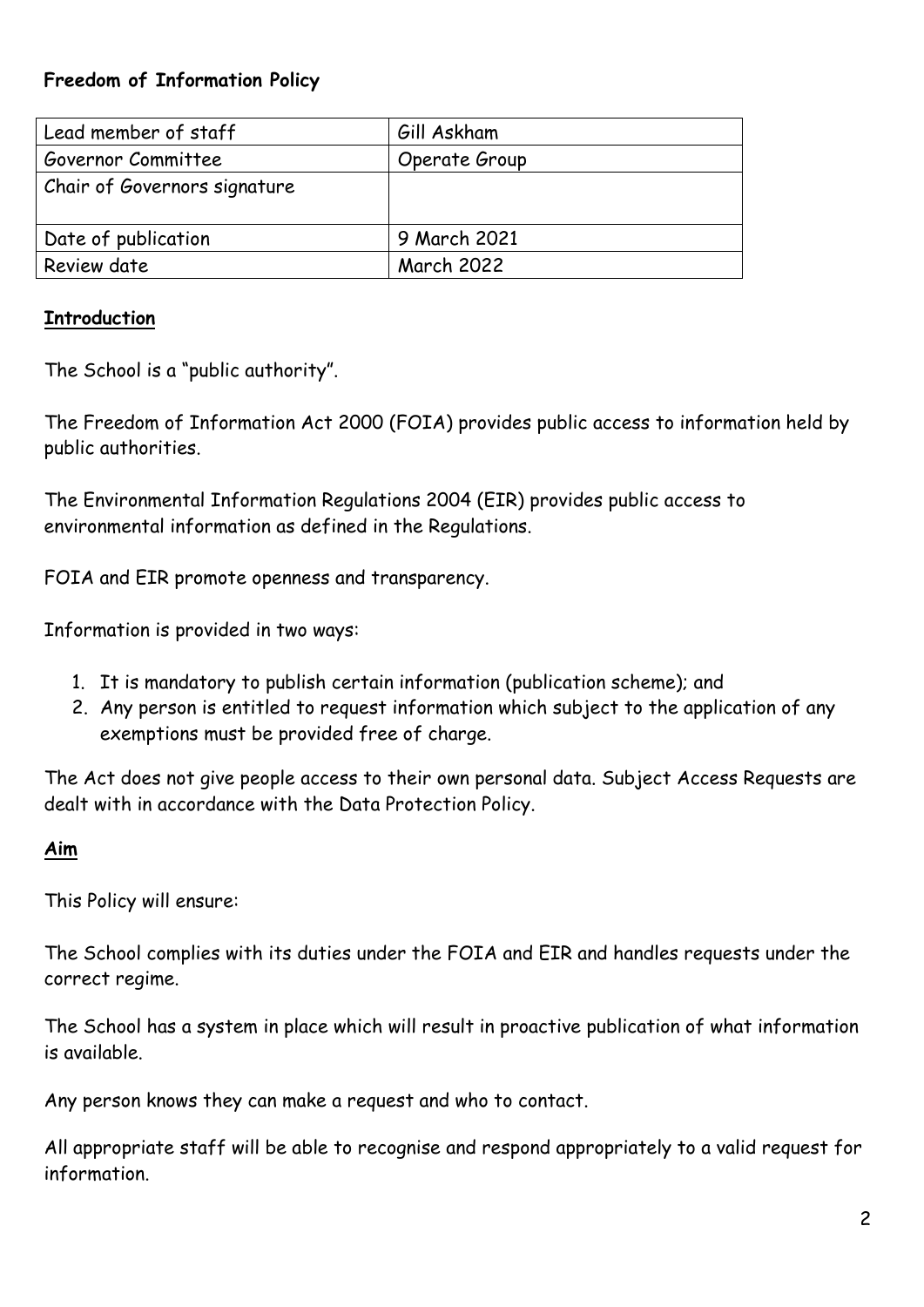**Freedom of Information Policy**

| Lead member of staff | Gill Askham |
|---|---|
| Governor Committee | Operate Group |
| Chair of Governors signature | |
| Date of publication | 9 March 2021 |
| Review date | March 2022 |

## **Introduction**

The School is a "public authority".

The Freedom of Information Act 2000 (FOIA) provides public access to information held by public authorities.

The Environmental Information Regulations 2004 (EIR) provides public access to environmental information as defined in the Regulations.

FOIA and EIR promote openness and transparency.

Information is provided in two ways:

1. It is mandatory to publish certain information (publication scheme); and
2. Any person is entitled to request information which subject to the application of any exemptions must be provided free of charge.

The Act does not give people access to their own personal data. Subject Access Requests are dealt with in accordance with the Data Protection Policy.

## **Aim**

This Policy will ensure:

The School complies with its duties under the FOIA and EIR and handles requests under the correct regime.

The School has a system in place which will result in proactive publication of what information is available.

Any person knows they can make a request and who to contact.

All appropriate staff will be able to recognise and respond appropriately to a valid request for information.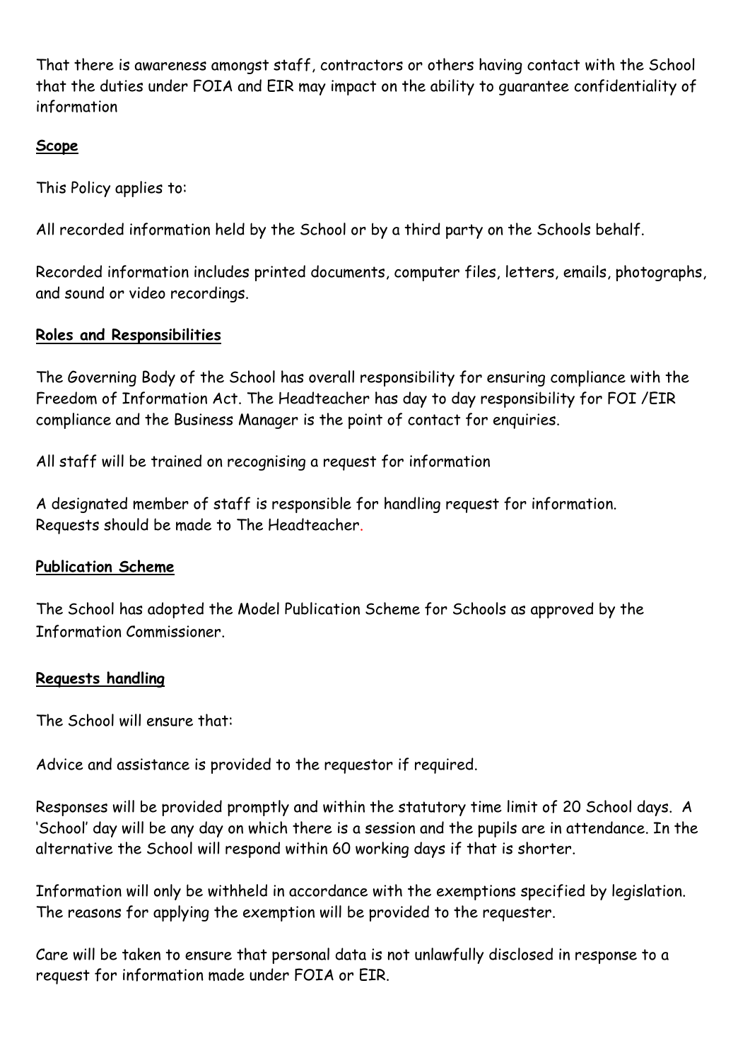That there is awareness amongst staff, contractors or others having contact with the School that the duties under FOIA and EIR may impact on the ability to guarantee confidentiality of information

## **Scope**

This Policy applies to:

All recorded information held by the School or by a third party on the Schools behalf.

Recorded information includes printed documents, computer files, letters, emails, photographs, and sound or video recordings.

## **Roles and Responsibilities**

The Governing Body of the School has overall responsibility for ensuring compliance with the Freedom of Information Act. The Headteacher has day to day responsibility for FOI /EIR compliance and the Business Manager is the point of contact for enquiries.

All staff will be trained on recognising a request for information

A designated member of staff is responsible for handling request for information. Requests should be made to The Headteacher.

## **Publication Scheme**

The School has adopted the Model Publication Scheme for Schools as approved by the Information Commissioner.

## **Requests handling**

The School will ensure that:

Advice and assistance is provided to the requestor if required.

Responses will be provided promptly and within the statutory time limit of 20 School days. A 'School' day will be any day on which there is a session and the pupils are in attendance. In the alternative the School will respond within 60 working days if that is shorter.

Information will only be withheld in accordance with the exemptions specified by legislation. The reasons for applying the exemption will be provided to the requester.

Care will be taken to ensure that personal data is not unlawfully disclosed in response to a request for information made under FOIA or EIR.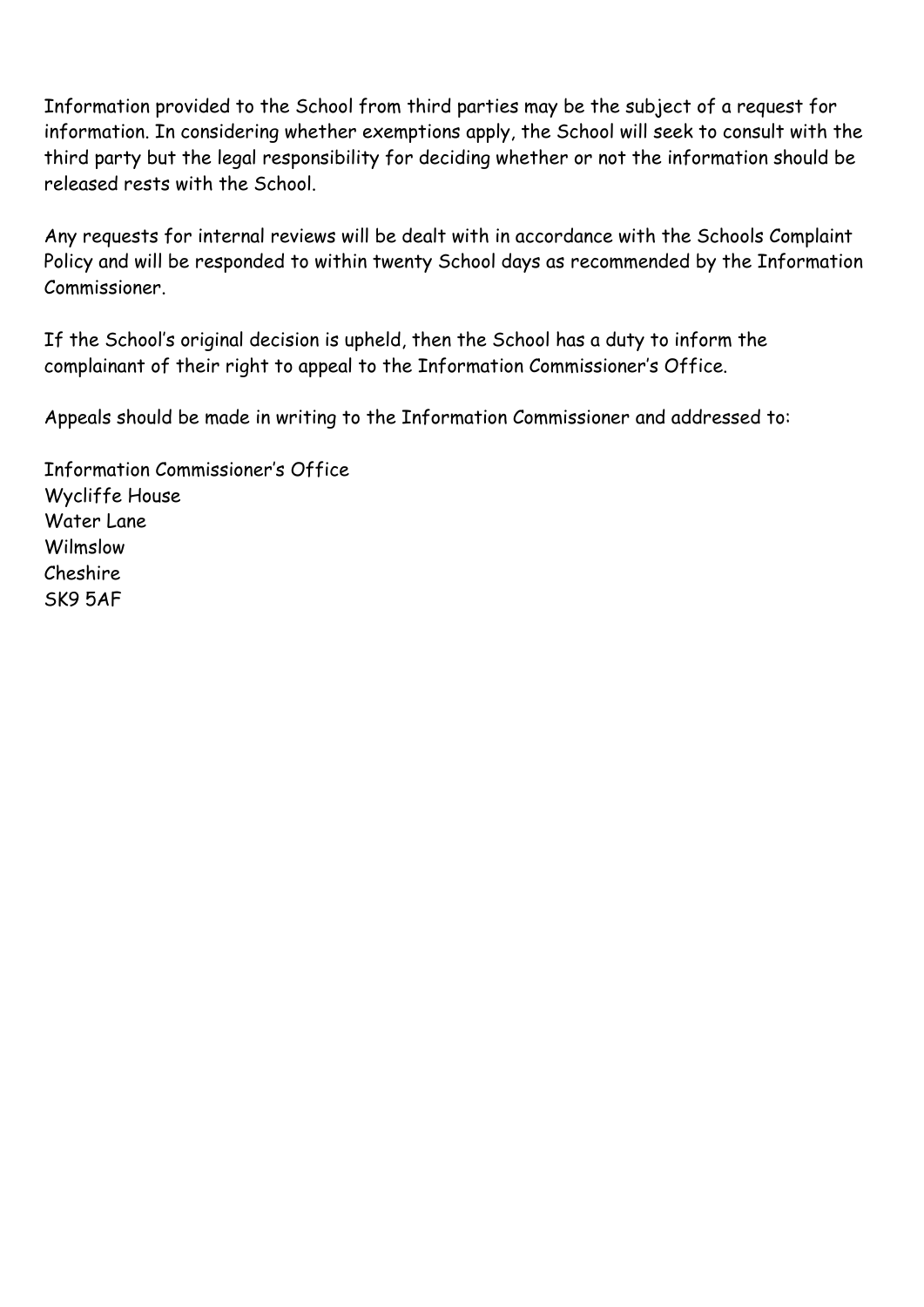Information provided to the School from third parties may be the subject of a request for information. In considering whether exemptions apply, the School will seek to consult with the third party but the legal responsibility for deciding whether or not the information should be released rests with the School.

Any requests for internal reviews will be dealt with in accordance with the Schools Complaint Policy and will be responded to within twenty School days as recommended by the Information Commissioner.

If the School's original decision is upheld, then the School has a duty to inform the complainant of their right to appeal to the Information Commissioner's Office.

Appeals should be made in writing to the Information Commissioner and addressed to:

Information Commissioner's Office  
Wycliffe House  
Water Lane  
Wilmslow  
Cheshire  
SK9 5AF